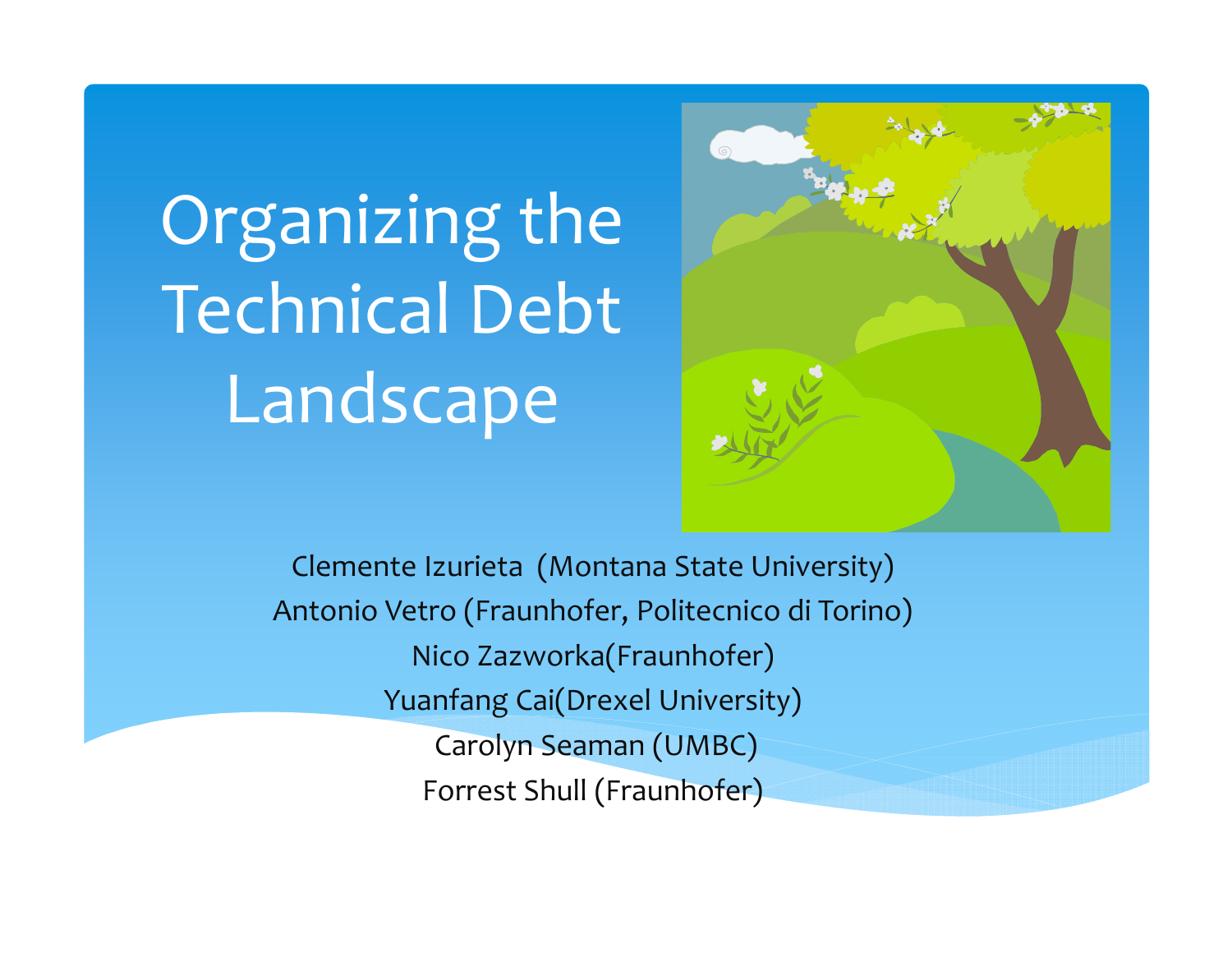# Organizing the Technical Debt Landscape

Clemente Izurieta (Montana State University)
Antonio Vetro (Fraunhofer, Politecnico di Torino)
Nico Zazworka(Fraunhofer)
Yuanfang Cai(Drexel University)
Carolyn Seaman (UMBC)
Forrest Shull (Fraunhofer)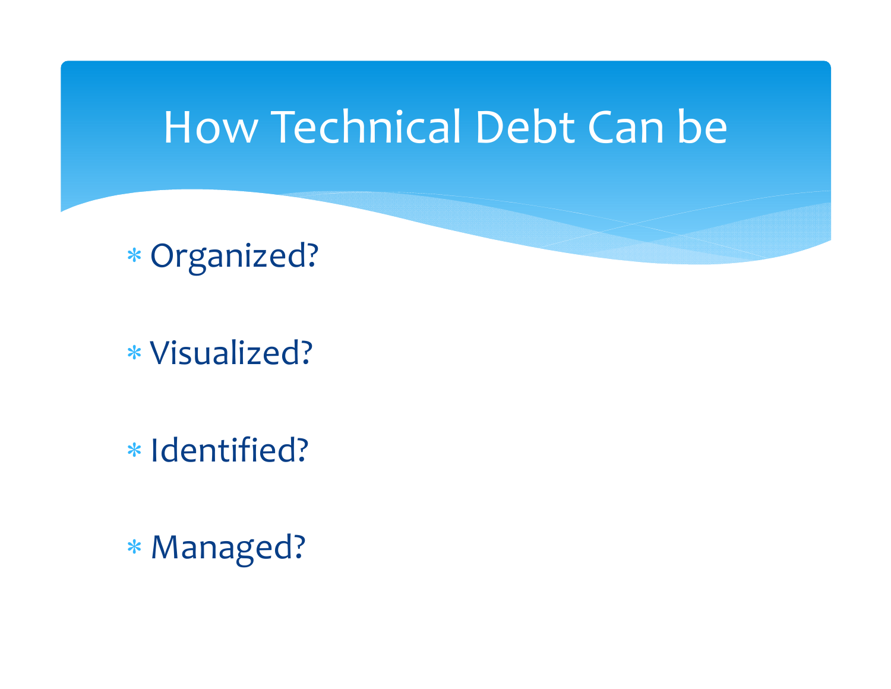# How Technical Debt Can be

- Organized?
- Visualized?
- Identified?
- Managed?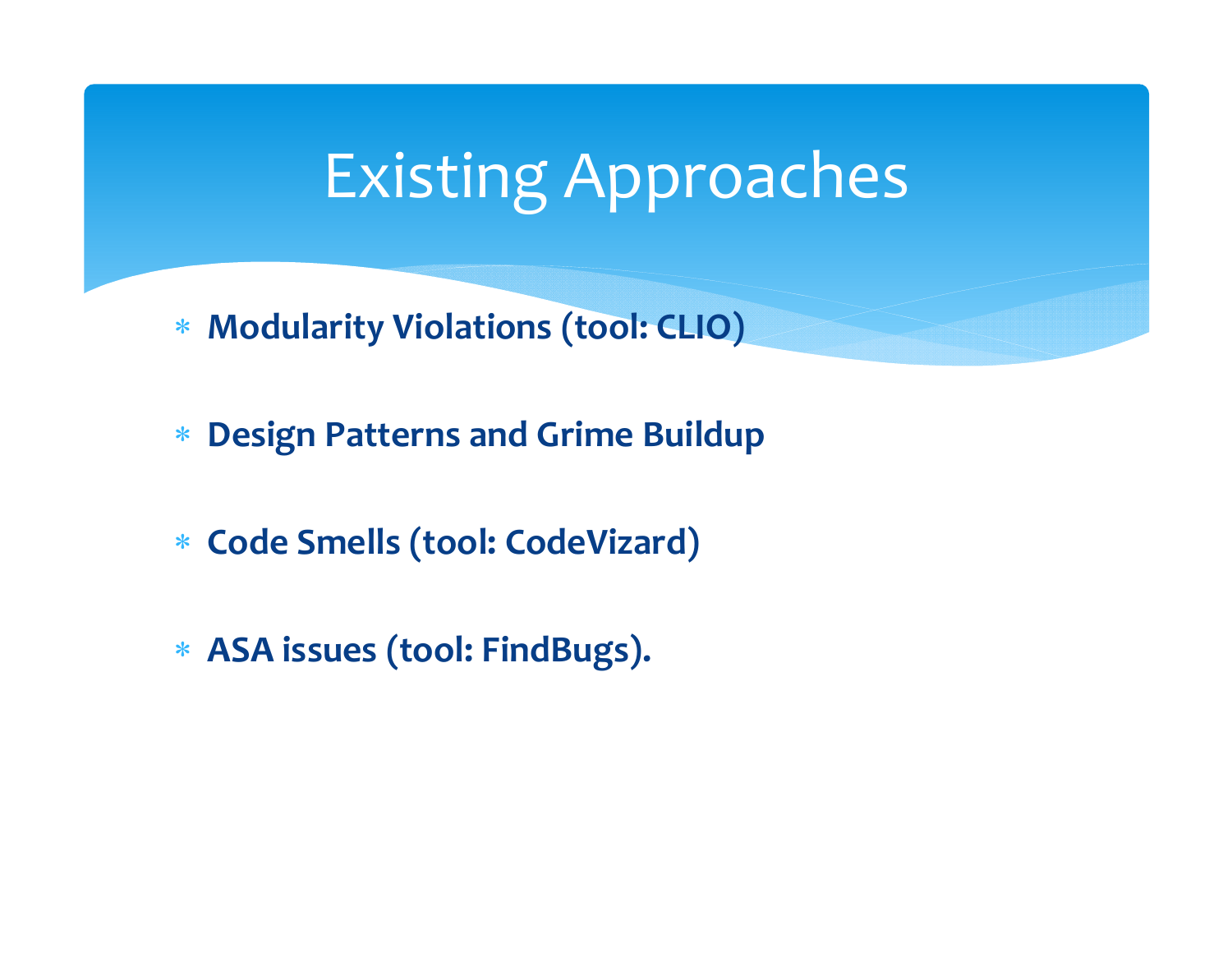# Existing Approaches

- **Modularity Violations (tool: CLIO)**
- **Design Patterns and Grime Buildup**
- **Code Smells (tool: CodeVizard)**
- **ASA issues (tool: FindBugs).**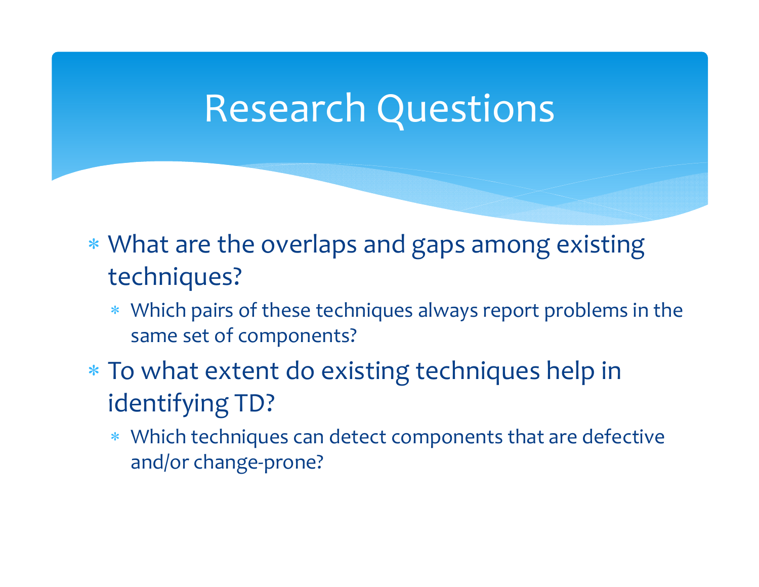# Research Questions

- What are the overlaps and gaps among existing techniques?
  - Which pairs of these techniques always report problems in the same set of components?
- To what extent do existing techniques help in identifying TD?
  - Which techniques can detect components that are defective and/or change-prone?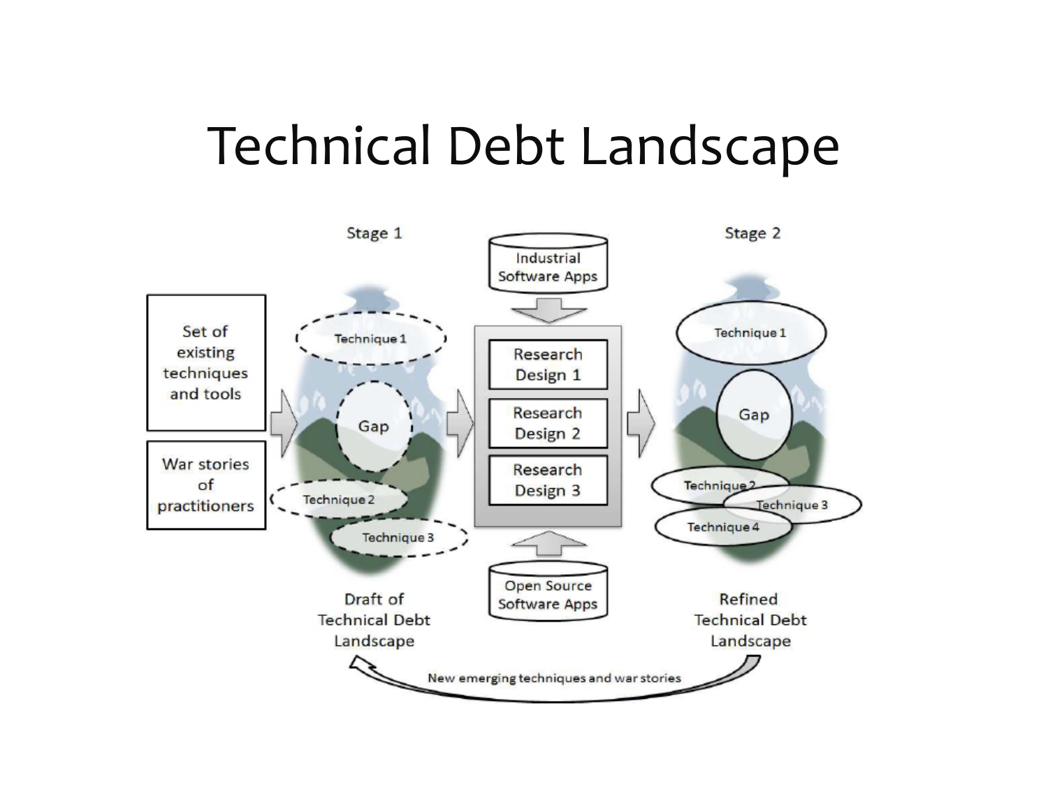# Technical Debt Landscape

Stage 1

Set of existing techniques and tools

War stories of practitioners

Technique 1

Gap

Technique 2

Technique 3

Draft of Technical Debt Landscape

Industrial Software Apps

Research Design 1

Research Design 2

Research Design 3

Open Source Software Apps

Stage 2

Technique 1

Gap

Technique 2

Technique 3

Technique 4

Refined Technical Debt Landscape

New emerging techniques and war stories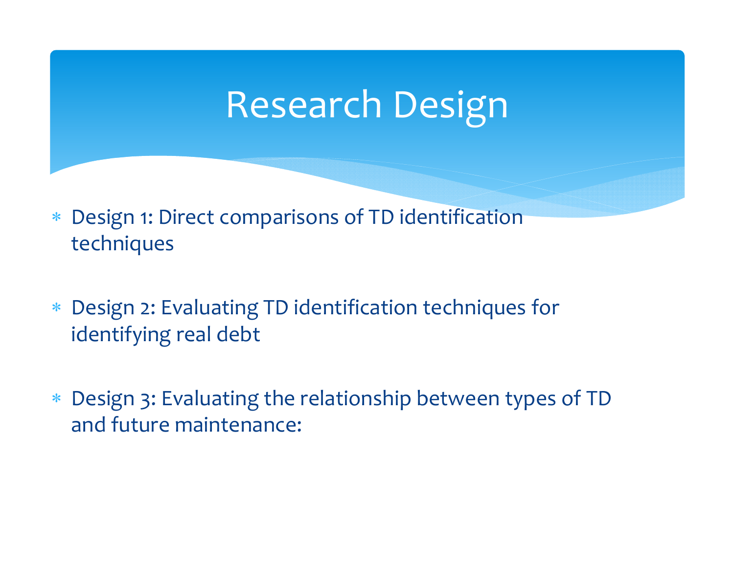# Research Design

- Design 1: Direct comparisons of TD identification techniques
- Design 2: Evaluating TD identification techniques for identifying real debt
- Design 3: Evaluating the relationship between types of TD and future maintenance: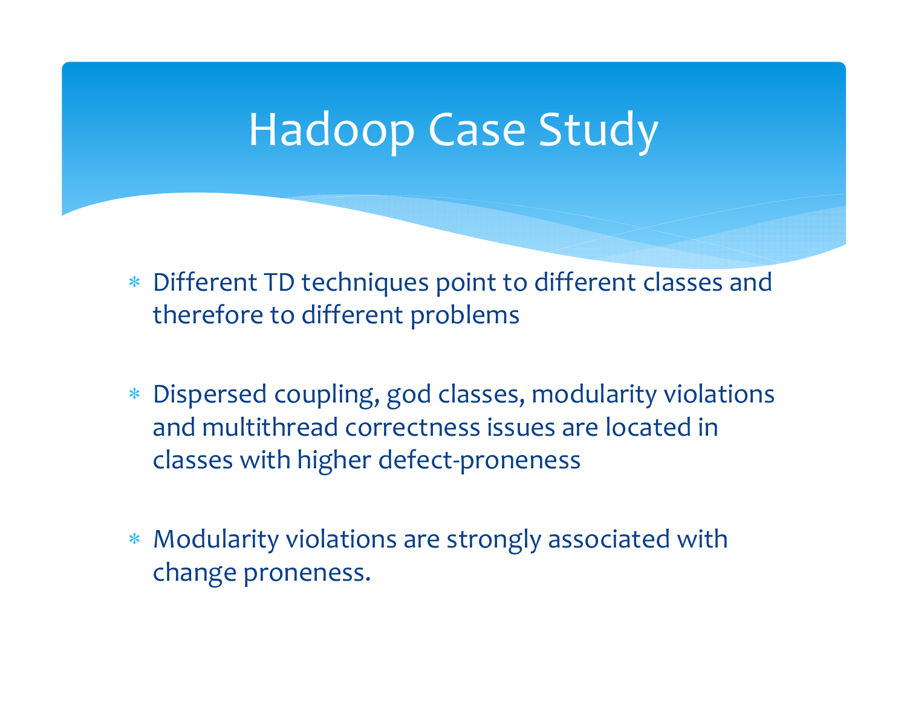# Hadoop Case Study

- Different TD techniques point to different classes and therefore to different problems
- Dispersed coupling, god classes, modularity violations and multithread correctness issues are located in classes with higher defect-proneness
- Modularity violations are strongly associated with change proneness.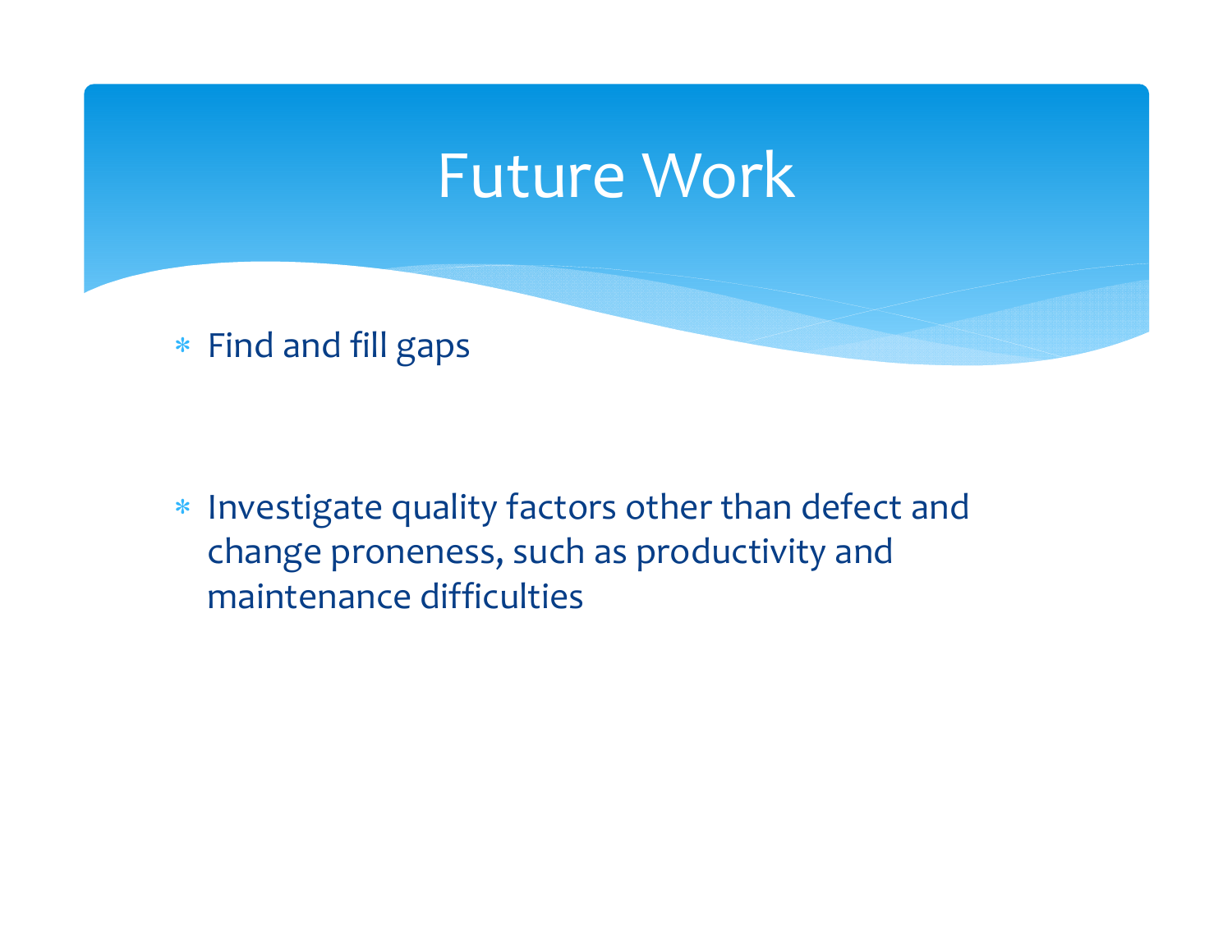# Future Work

- Find and fill gaps

- Investigate quality factors other than defect and change proneness, such as productivity and maintenance difficulties